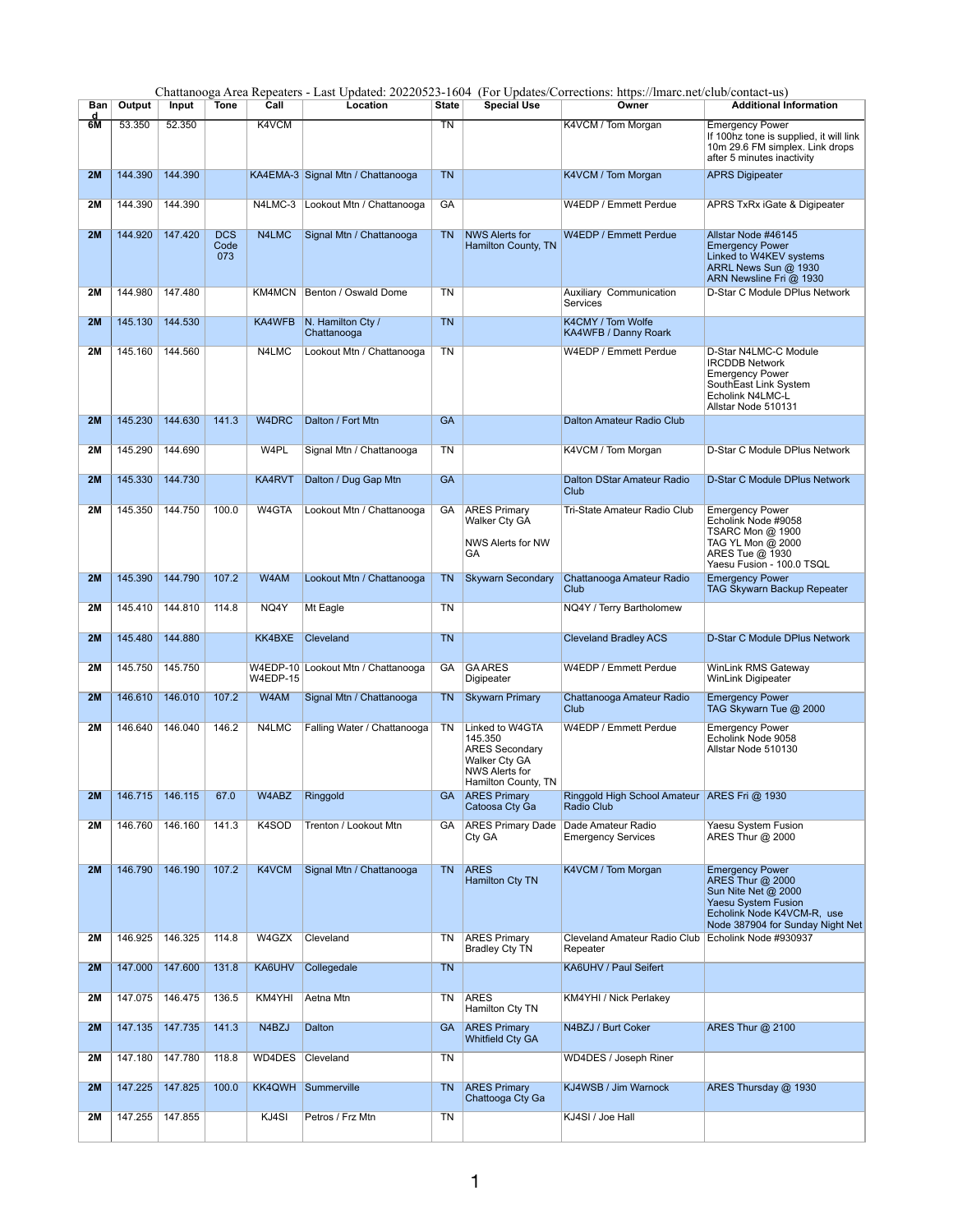Chattanooga Area Repeaters - Last Updated: 20220523-1604 (For Updates/Corrections: https://lmarc.net/club/contact-us)

| Band | Output | Input | Tone | Call | Location | State | Special Use | Owner | Additional Information |
|---|---|---|---|---|---|---|---|---|---|
| 6M | 53.350 | 52.350 | | K4VCM | | TN | | K4VCM / Tom Morgan | Emergency Power<br>If 100hz tone is supplied, it will link 10m 29.6 FM simplex. Link drops after 5 minutes inactivity |
| 2M | 144.390 | 144.390 | | KA4EMA-3 | Signal Mtn / Chattanooga | TN | | K4VCM / Tom Morgan | APRS Digipeater |
| 2M | 144.390 | 144.390 | | N4LMC-3 | Lookout Mtn / Chattanooga | GA | | W4EDP / Emmett Perdue | APRS TxRx iGate & Digipeater |
| 2M | 144.920 | 147.420 | DCS Code 073 | N4LMC | Signal Mtn / Chattanooga | TN | NWS Alerts for Hamilton County, TN | W4EDP / Emmett Perdue | Allstar Node #46145<br>Emergency Power<br>Linked to W4KEV systems<br>ARRL News Sun @ 1930<br>ARN Newsline Fri @ 1930 |
| 2M | 144.980 | 147.480 | | KM4MCN | Benton / Oswald Dome | TN | | Auxiliary Communication Services | D-Star C Module DPlus Network |
| 2M | 145.130 | 144.530 | | KA4WFB | N. Hamilton Cty / Chattanooga | TN | | K4CMY / Tom Wolfe<br>KA4WFB / Danny Roark | |
| 2M | 145.160 | 144.560 | | N4LMC | Lookout Mtn / Chattanooga | TN | | W4EDP / Emmett Perdue | D-Star N4LMC-C Module<br>IRCDDB Network<br>Emergency Power<br>SouthEast Link System<br>Echolink N4LMC-L<br>Allstar Node 510131 |
| 2M | 145.230 | 144.630 | 141.3 | W4DRC | Dalton / Fort Mtn | GA | | Dalton Amateur Radio Club | |
| 2M | 145.290 | 144.690 | | W4PL | Signal Mtn / Chattanooga | TN | | K4VCM / Tom Morgan | D-Star C Module DPlus Network |
| 2M | 145.330 | 144.730 | | KA4RVT | Dalton / Dug Gap Mtn | GA | | Dalton DStar Amateur Radio Club | D-Star C Module DPlus Network |
| 2M | 145.350 | 144.750 | 100.0 | W4GTA | Lookout Mtn / Chattanooga | GA | ARES Primary Walker Cty GA<br><br>NWS Alerts for NW GA | Tri-State Amateur Radio Club | Emergency Power<br>Echolink Node #9058<br>TSARC Mon @ 1900<br>TAG YL Mon @ 2000<br>ARES Tue @ 1930<br>Yaesu Fusion - 100.0 TSQL |
| 2M | 145.390 | 144.790 | 107.2 | W4AM | Lookout Mtn / Chattanooga | TN | Skywarn Secondary | Chattanooga Amateur Radio Club | Emergency Power<br>TAG Skywarn Backup Repeater |
| 2M | 145.410 | 144.810 | 114.8 | NQ4Y | Mt Eagle | TN | | NQ4Y / Terry Bartholomew | |
| 2M | 145.480 | 144.880 | | KK4BXE | Cleveland | TN | | Cleveland Bradley ACS | D-Star C Module DPlus Network |
| 2M | 145.750 | 145.750 | | W4EDP-10<br>W4EDP-15 | Lookout Mtn / Chattanooga | GA | GA ARES Digipeater | W4EDP / Emmett Perdue | WinLink RMS Gateway<br>WinLink Digipeater |
| 2M | 146.610 | 146.010 | 107.2 | W4AM | Signal Mtn / Chattanooga | TN | Skywarn Primary | Chattanooga Amateur Radio Club | Emergency Power<br>TAG Skywarn Tue @ 2000 |
| 2M | 146.640 | 146.040 | 146.2 | N4LMC | Falling Water / Chattanooga | TN | Linked to W4GTA 145.350<br>ARES Secondary Walker Cty GA<br>NWS Alerts for Hamilton County, TN | W4EDP / Emmett Perdue | Emergency Power<br>Echolink Node 9058<br>Allstar Node 510130 |
| 2M | 146.715 | 146.115 | 67.0 | W4ABZ | Ringgold | GA | ARES Primary Catoosa Cty Ga | Ringgold High School Amateur Radio Club | ARES Fri @ 1930 |
| 2M | 146.760 | 146.160 | 141.3 | K4SOD | Trenton / Lookout Mtn | GA | ARES Primary Dade Cty GA | Dade Amateur Radio Emergency Services | Yaesu System Fusion<br>ARES Thur @ 2000 |
| 2M | 146.790 | 146.190 | 107.2 | K4VCM | Signal Mtn / Chattanooga | TN | ARES<br>Hamilton Cty TN | K4VCM / Tom Morgan | Emergency Power<br>ARES Thur @ 2000<br>Sun Nite Net @ 2000<br>Yaesu System Fusion<br>Echolink Node K4VCM-R, use Node 387904 for Sunday Night Net |
| 2M | 146.925 | 146.325 | 114.8 | W4GZX | Cleveland | TN | ARES Primary Bradley Cty TN | Cleveland Amateur Radio Club Repeater | Echolink Node #930937 |
| 2M | 147.000 | 147.600 | 131.8 | KA6UHV | Collegedale | TN | | KA6UHV / Paul Seifert | |
| 2M | 147.075 | 146.475 | 136.5 | KM4YHI | Aetna Mtn | TN | ARES<br>Hamilton Cty TN | KM4YHI / Nick Perlakey | |
| 2M | 147.135 | 147.735 | 141.3 | N4BZJ | Dalton | GA | ARES Primary Whitfield Cty GA | N4BZJ / Burt Coker | ARES Thur @ 2100 |
| 2M | 147.180 | 147.780 | 118.8 | WD4DES | Cleveland | TN | | WD4DES / Joseph Riner | |
| 2M | 147.225 | 147.825 | 100.0 | KK4QWH | Summerville | TN | ARES Primary Chattooga Cty Ga | KJ4WSB / Jim Warnock | ARES Thursday @ 1930 |
| 2M | 147.255 | 147.855 | | KJ4SI | Petros / Frz Mtn | TN | | KJ4SI / Joe Hall | |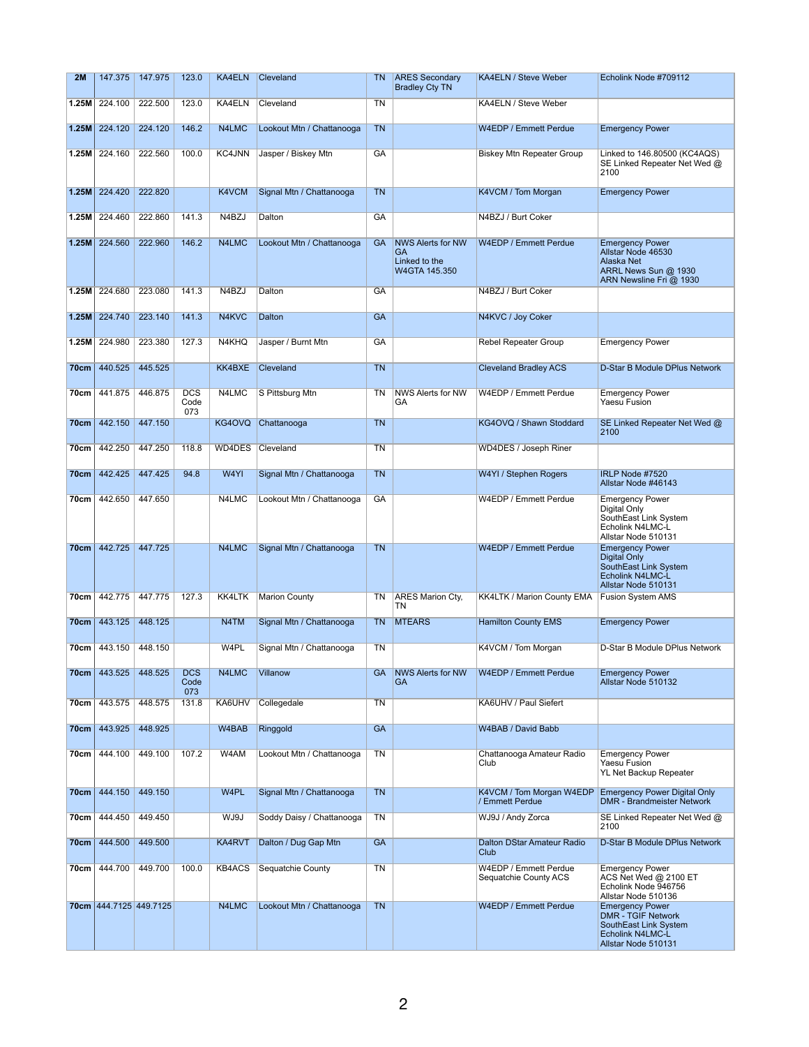| | | | | | | | | | |
|---|---|---|---|---|---|---|---|---|---|
| **2M** | 147.375 | 147.975 | 123.0 | KA4ELN | Cleveland | TN | ARES Secondary Bradley Cty TN | KA4ELN / Steve Weber | Echolink Node #709112 |
| **1.25M** | 224.100 | 222.500 | 123.0 | KA4ELN | Cleveland | TN | | KA4ELN / Steve Weber | |
| **1.25M** | 224.120 | 224.120 | 146.2 | N4LMC | Lookout Mtn / Chattanooga | TN | | W4EDP / Emmett Perdue | Emergency Power |
| **1.25M** | 224.160 | 222.560 | 100.0 | KC4JNN | Jasper / Biskey Mtn | GA | | Biskey Mtn Repeater Group | Linked to 146.80500 (KC4AQS) SE Linked Repeater Net Wed @ 2100 |
| **1.25M** | 224.420 | 222.820 | | K4VCM | Signal Mtn / Chattanooga | TN | | K4VCM / Tom Morgan | Emergency Power |
| **1.25M** | 224.460 | 222.860 | 141.3 | N4BZJ | Dalton | GA | | N4BZJ / Burt Coker | |
| **1.25M** | 224.560 | 222.960 | 146.2 | N4LMC | Lookout Mtn / Chattanooga | GA | NWS Alerts for NW GA Linked to the W4GTA 145.350 | W4EDP / Emmett Perdue | Emergency Power Allstar Node 46530 Alaska Net ARRL News Sun @ 1930 ARN Newsline Fri @ 1930 |
| **1.25M** | 224.680 | 223.080 | 141.3 | N4BZJ | Dalton | GA | | N4BZJ / Burt Coker | |
| **1.25M** | 224.740 | 223.140 | 141.3 | N4KVC | Dalton | GA | | N4KVC / Joy Coker | |
| **1.25M** | 224.980 | 223.380 | 127.3 | N4KHQ | Jasper / Burnt Mtn | GA | | Rebel Repeater Group | Emergency Power |
| **70cm** | 440.525 | 445.525 | | KK4BXE | Cleveland | TN | | Cleveland Bradley ACS | D-Star B Module DPlus Network |
| **70cm** | 441.875 | 446.875 | DCS Code 073 | N4LMC | S Pittsburg Mtn | TN | NWS Alerts for NW GA | W4EDP / Emmett Perdue | Emergency Power Yaesu Fusion |
| **70cm** | 442.150 | 447.150 | | KG4OVQ | Chattanooga | TN | | KG4OVQ / Shawn Stoddard | SE Linked Repeater Net Wed @ 2100 |
| **70cm** | 442.250 | 447.250 | 118.8 | WD4DES | Cleveland | TN | | WD4DES / Joseph Riner | |
| **70cm** | 442.425 | 447.425 | 94.8 | W4YI | Signal Mtn / Chattanooga | TN | | W4YI / Stephen Rogers | IRLP Node #7520 Allstar Node #46143 |
| **70cm** | 442.650 | 447.650 | | N4LMC | Lookout Mtn / Chattanooga | GA | | W4EDP / Emmett Perdue | Emergency Power Digital Only SouthEast Link System Echolink N4LMC-L Allstar Node 510131 |
| **70cm** | 442.725 | 447.725 | | N4LMC | Signal Mtn / Chattanooga | TN | | W4EDP / Emmett Perdue | Emergency Power Digital Only SouthEast Link System Echolink N4LMC-L Allstar Node 510131 |
| **70cm** | 442.775 | 447.775 | 127.3 | KK4LTK | Marion County | TN | ARES Marion Cty, TN | KK4LTK / Marion County EMA | Fusion System AMS |
| **70cm** | 443.125 | 448.125 | | N4TM | Signal Mtn / Chattanooga | TN | MTEARS | Hamilton County EMS | Emergency Power |
| **70cm** | 443.150 | 448.150 | | W4PL | Signal Mtn / Chattanooga | TN | | K4VCM / Tom Morgan | D-Star B Module DPlus Network |
| **70cm** | 443.525 | 448.525 | DCS Code 073 | N4LMC | Villanow | GA | NWS Alerts for NW GA | W4EDP / Emmett Perdue | Emergency Power Allstar Node 510132 |
| **70cm** | 443.575 | 448.575 | 131.8 | KA6UHV | Collegedale | TN | | KA6UHV / Paul Siefert | |
| **70cm** | 443.925 | 448.925 | | W4BAB | Ringgold | GA | | W4BAB / David Babb | |
| **70cm** | 444.100 | 449.100 | 107.2 | W4AM | Lookout Mtn / Chattanooga | TN | | Chattanooga Amateur Radio Club | Emergency Power Yaesu Fusion YL Net Backup Repeater |
| **70cm** | 444.150 | 449.150 | | W4PL | Signal Mtn / Chattanooga | TN | | K4VCM / Tom Morgan W4EDP / Emmett Perdue | Emergency Power Digital Only DMR - Brandmeister Network |
| **70cm** | 444.450 | 449.450 | | WJ9J | Soddy Daisy / Chattanooga | TN | | WJ9J / Andy Zorca | SE Linked Repeater Net Wed @ 2100 |
| **70cm** | 444.500 | 449.500 | | KA4RVT | Dalton / Dug Gap Mtn | GA | | Dalton DStar Amateur Radio Club | D-Star B Module DPlus Network |
| **70cm** | 444.700 | 449.700 | 100.0 | KB4ACS | Sequatchie County | TN | | W4EDP / Emmett Perdue Sequatchie County ACS | Emergency Power ACS Net Wed @ 2100 ET Echolink Node 946756 Allstar Node 510136 |
| **70cm** | 444.7125 | 449.7125 | | N4LMC | Lookout Mtn / Chattanooga | TN | | W4EDP / Emmett Perdue | Emergency Power DMR - TGIF Network SouthEast Link System Echolink N4LMC-L Allstar Node 510131 |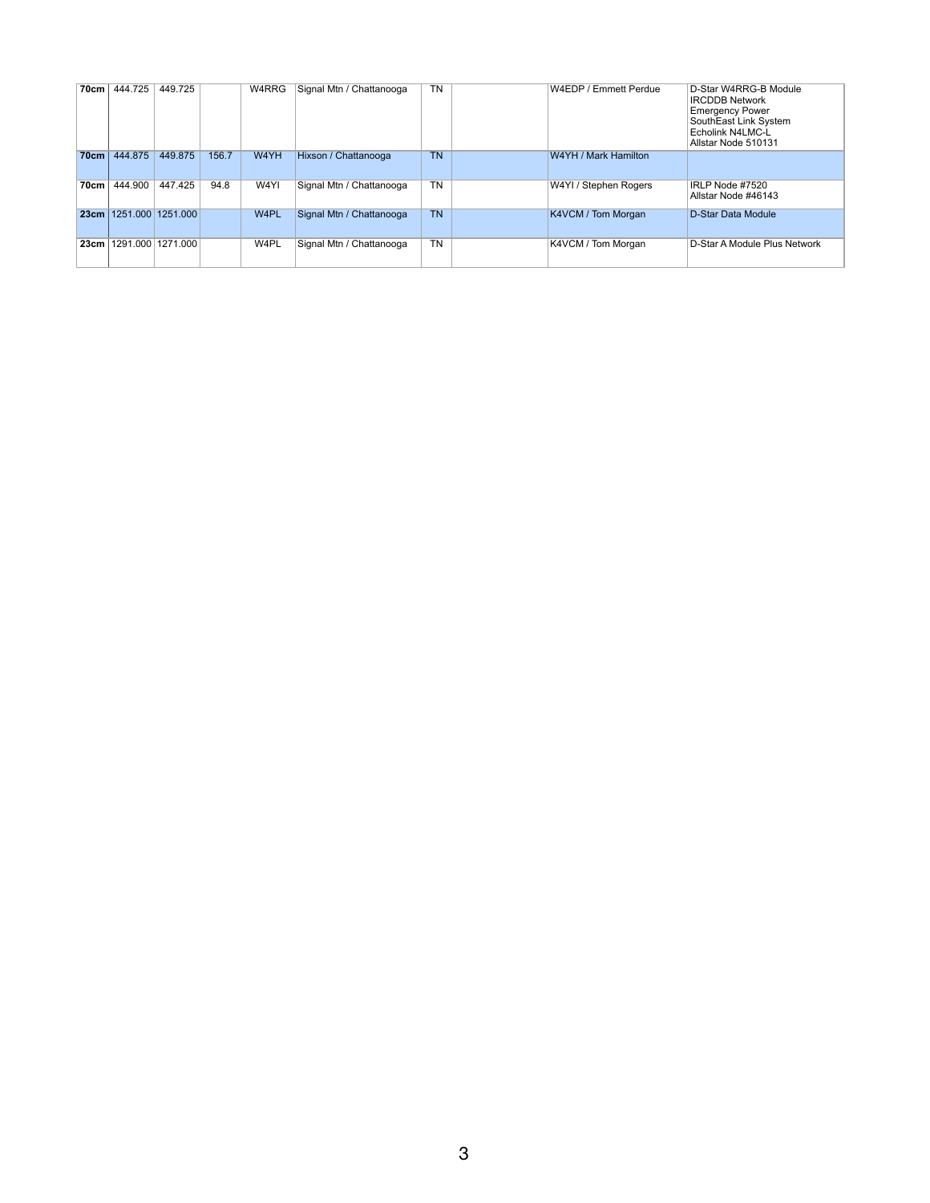| | | | | | | | | | |
|---|---|---|---|---|---|---|---|---|---|
| **70cm** | 444.725 | 449.725 | | W4RRG | Signal Mtn / Chattanooga | TN | | W4EDP / Emmett Perdue | D-Star W4RRG-B Module<br>IRCDDB Network<br>Emergency Power<br>SouthEast Link System<br>Echolink N4LMC-L<br>Allstar Node 510131 |
| **70cm** | 444.875 | 449.875 | 156.7 | W4YH | Hixson / Chattanooga | TN | | W4YH / Mark Hamilton | |
| **70cm** | 444.900 | 447.425 | 94.8 | W4YI | Signal Mtn / Chattanooga | TN | | W4YI / Stephen Rogers | IRLP Node #7520<br>Allstar Node #46143 |
| **23cm** | 1251.000 | 1251.000 | | W4PL | Signal Mtn / Chattanooga | TN | | K4VCM / Tom Morgan | D-Star Data Module |
| **23cm** | 1291.000 | 1271.000 | | W4PL | Signal Mtn / Chattanooga | TN | | K4VCM / Tom Morgan | D-Star A Module Plus Network |